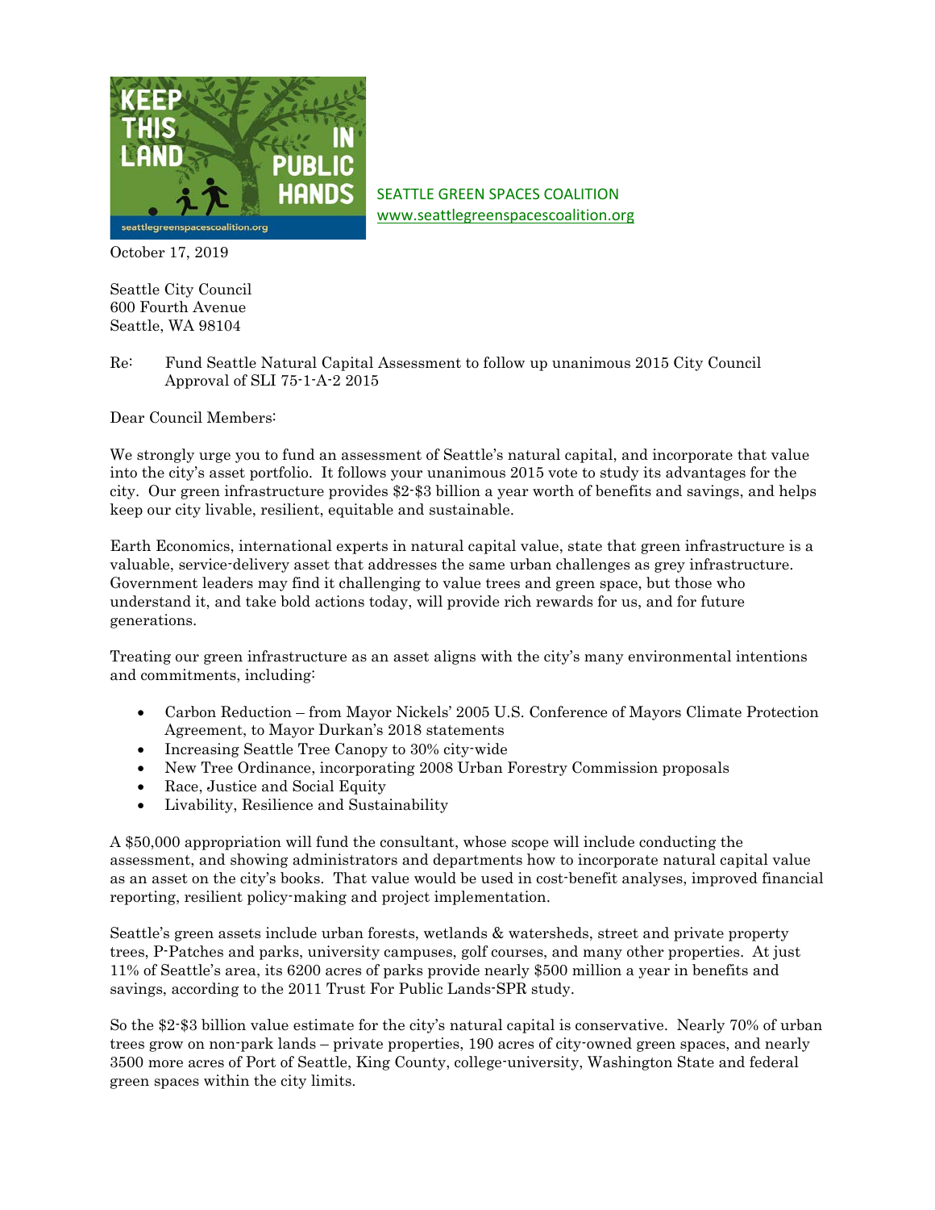SEATTLE GREEN SPACES COALITION
www.seattlegreenspacescoalition.org

October 17, 2019

Seattle City Council
600 Fourth Avenue
Seattle, WA 98104

Re: Fund Seattle Natural Capital Assessment to follow up unanimous 2015 City Council Approval of SLI 75-1-A-2 2015

Dear Council Members:

We strongly urge you to fund an assessment of Seattle's natural capital, and incorporate that value into the city's asset portfolio. It follows your unanimous 2015 vote to study its advantages for the city. Our green infrastructure provides $2-$3 billion a year worth of benefits and savings, and helps keep our city livable, resilient, equitable and sustainable.

Earth Economics, international experts in natural capital value, state that green infrastructure is a valuable, service-delivery asset that addresses the same urban challenges as grey infrastructure. Government leaders may find it challenging to value trees and green space, but those who understand it, and take bold actions today, will provide rich rewards for us, and for future generations.

Treating our green infrastructure as an asset aligns with the city's many environmental intentions and commitments, including:

- Carbon Reduction – from Mayor Nickels' 2005 U.S. Conference of Mayors Climate Protection Agreement, to Mayor Durkan's 2018 statements
- Increasing Seattle Tree Canopy to 30% city-wide
- New Tree Ordinance, incorporating 2008 Urban Forestry Commission proposals
- Race, Justice and Social Equity
- Livability, Resilience and Sustainability

A $50,000 appropriation will fund the consultant, whose scope will include conducting the assessment, and showing administrators and departments how to incorporate natural capital value as an asset on the city's books. That value would be used in cost-benefit analyses, improved financial reporting, resilient policy-making and project implementation.

Seattle's green assets include urban forests, wetlands & watersheds, street and private property trees, P-Patches and parks, university campuses, golf courses, and many other properties. At just 11% of Seattle's area, its 6200 acres of parks provide nearly $500 million a year in benefits and savings, according to the 2011 Trust For Public Lands-SPR study.

So the $2-$3 billion value estimate for the city's natural capital is conservative. Nearly 70% of urban trees grow on non-park lands – private properties, 190 acres of city-owned green spaces, and nearly 3500 more acres of Port of Seattle, King County, college-university, Washington State and federal green spaces within the city limits.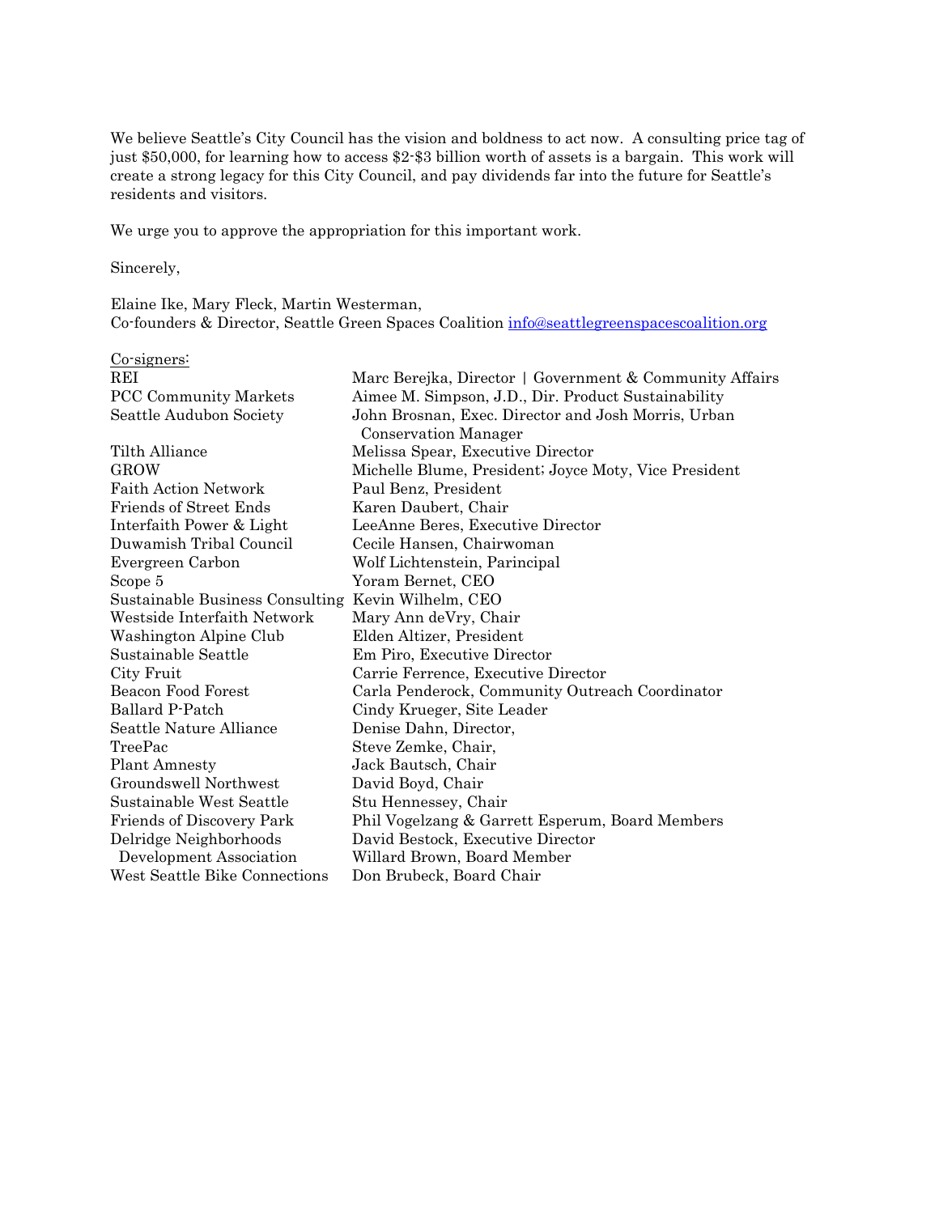We believe Seattle's City Council has the vision and boldness to act now. A consulting price tag of just $50,000, for learning how to access $2-$3 billion worth of assets is a bargain. This work will create a strong legacy for this City Council, and pay dividends far into the future for Seattle's residents and visitors.

We urge you to approve the appropriation for this important work.

Sincerely,

Elaine Ike, Mary Fleck, Martin Westerman,
Co-founders & Director, Seattle Green Spaces Coalition info@seattlegreenspacescoalition.org

Co-signers:

| | |
|---|---|
| REI | Marc Berejka, Director \| Government & Community Affairs |
| PCC Community Markets | Aimee M. Simpson, J.D., Dir. Product Sustainability |
| Seattle Audubon Society | John Brosnan, Exec. Director and Josh Morris, Urban Conservation Manager |
| Tilth Alliance | Melissa Spear, Executive Director |
| GROW | Michelle Blume, President; Joyce Moty, Vice President |
| Faith Action Network | Paul Benz, President |
| Friends of Street Ends | Karen Daubert, Chair |
| Interfaith Power & Light | LeeAnne Beres, Executive Director |
| Duwamish Tribal Council | Cecile Hansen, Chairwoman |
| Evergreen Carbon | Wolf Lichtenstein, Parincipal |
| Scope 5 | Yoram Bernet, CEO |
| Sustainable Business Consulting | Kevin Wilhelm, CEO |
| Westside Interfaith Network | Mary Ann deVry, Chair |
| Washington Alpine Club | Elden Altizer, President |
| Sustainable Seattle | Em Piro, Executive Director |
| City Fruit | Carrie Ferrence, Executive Director |
| Beacon Food Forest | Carla Penderock, Community Outreach Coordinator |
| Ballard P-Patch | Cindy Krueger, Site Leader |
| Seattle Nature Alliance | Denise Dahn, Director, |
| TreePac | Steve Zemke, Chair, |
| Plant Amnesty | Jack Bautsch, Chair |
| Groundswell Northwest | David Boyd, Chair |
| Sustainable West Seattle | Stu Hennessey, Chair |
| Friends of Discovery Park | Phil Vogelzang & Garrett Esperum, Board Members |
| Delridge Neighborhoods Development Association | David Bestock, Executive Director; Willard Brown, Board Member |
| West Seattle Bike Connections | Don Brubeck, Board Chair |